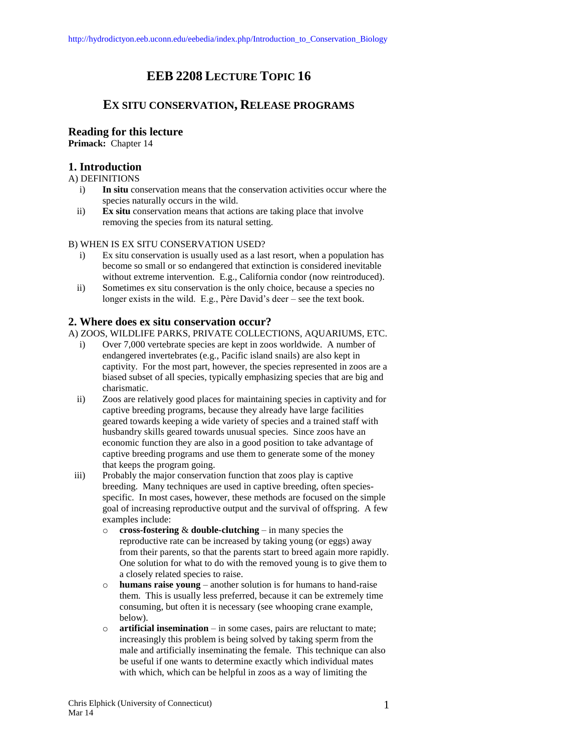http://hydrodictyon.eeb.uconn.edu/eebedia/index.php/Introduction_to_Conservation_Biology

# EEB 2208 LECTURE TOPIC 16

## EX SITU CONSERVATION, RELEASE PROGRAMS

## Reading for this lecture

**Primack:** Chapter 14

## 1. Introduction

A) DEFINITIONS

i) **In situ** conservation means that the conservation activities occur where the species naturally occurs in the wild.

ii) **Ex situ** conservation means that actions are taking place that involve removing the species from its natural setting.

B) WHEN IS EX SITU CONSERVATION USED?

i) Ex situ conservation is usually used as a last resort, when a population has become so small or so endangered that extinction is considered inevitable without extreme intervention. E.g., California condor (now reintroduced).

ii) Sometimes ex situ conservation is the only choice, because a species no longer exists in the wild. E.g., Père David's deer – see the text book.

## 2. Where does ex situ conservation occur?

A) ZOOS, WILDLIFE PARKS, PRIVATE COLLECTIONS, AQUARIUMS, ETC.

i) Over 7,000 vertebrate species are kept in zoos worldwide. A number of endangered invertebrates (e.g., Pacific island snails) are also kept in captivity. For the most part, however, the species represented in zoos are a biased subset of all species, typically emphasizing species that are big and charismatic.

ii) Zoos are relatively good places for maintaining species in captivity and for captive breeding programs, because they already have large facilities geared towards keeping a wide variety of species and a trained staff with husbandry skills geared towards unusual species. Since zoos have an economic function they are also in a good position to take advantage of captive breeding programs and use them to generate some of the money that keeps the program going.

iii) Probably the major conservation function that zoos play is captive breeding. Many techniques are used in captive breeding, often species-specific. In most cases, however, these methods are focused on the simple goal of increasing reproductive output and the survival of offspring. A few examples include:

- **cross-fostering** & **double-clutching** – in many species the reproductive rate can be increased by taking young (or eggs) away from their parents, so that the parents start to breed again more rapidly. One solution for what to do with the removed young is to give them to a closely related species to raise.
- **humans raise young** – another solution is for humans to hand-raise them. This is usually less preferred, because it can be extremely time consuming, but often it is necessary (see whooping crane example, below).
- **artificial insemination** – in some cases, pairs are reluctant to mate; increasingly this problem is being solved by taking sperm from the male and artificially inseminating the female. This technique can also be useful if one wants to determine exactly which individual mates with which, which can be helpful in zoos as a way of limiting the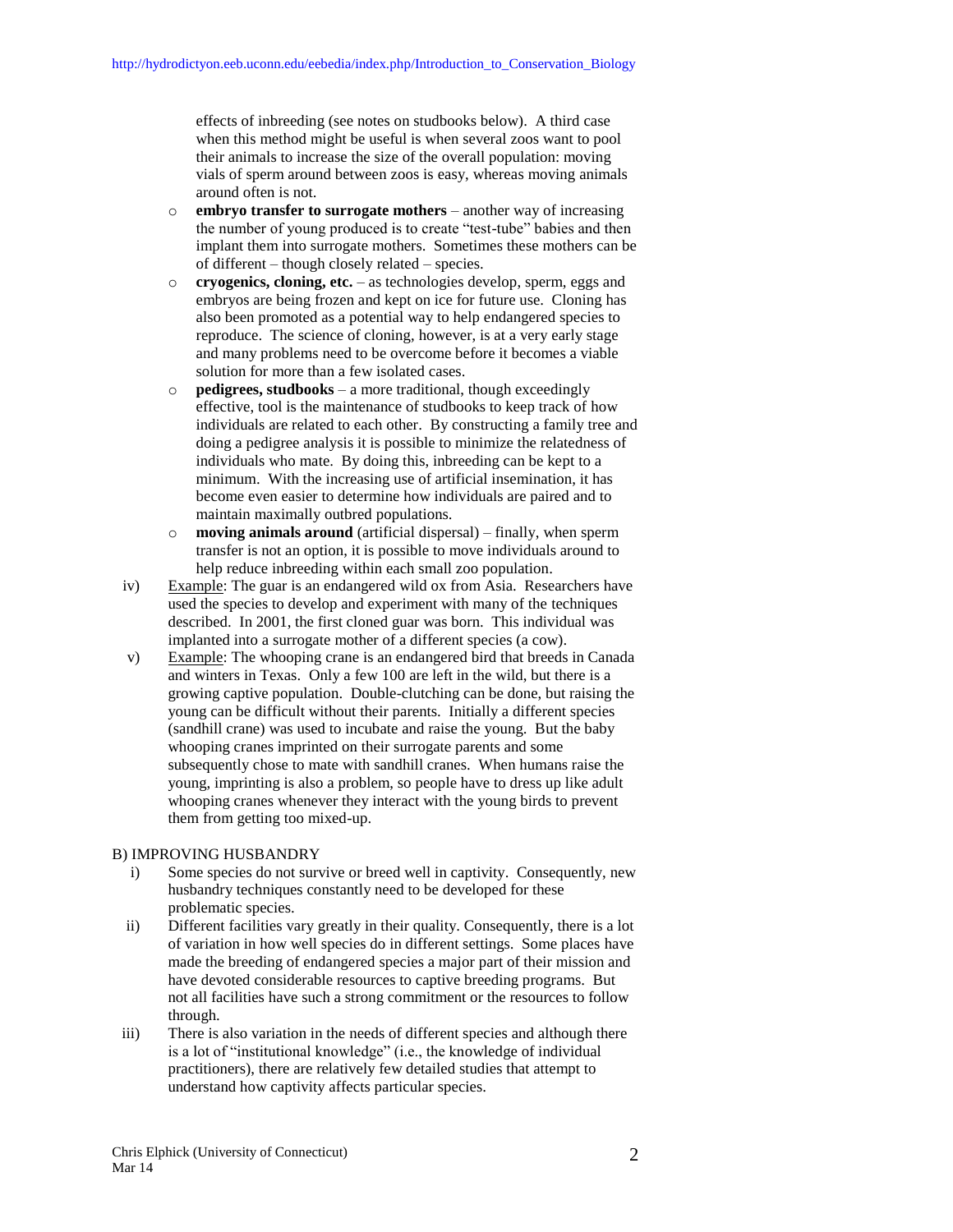effects of inbreeding (see notes on studbooks below). A third case when this method might be useful is when several zoos want to pool their animals to increase the size of the overall population: moving vials of sperm around between zoos is easy, whereas moving animals around often is not.

- **embryo transfer to surrogate mothers** – another way of increasing the number of young produced is to create "test-tube" babies and then implant them into surrogate mothers. Sometimes these mothers can be of different – though closely related – species.
- **cryogenics, cloning, etc.** – as technologies develop, sperm, eggs and embryos are being frozen and kept on ice for future use. Cloning has also been promoted as a potential way to help endangered species to reproduce. The science of cloning, however, is at a very early stage and many problems need to be overcome before it becomes a viable solution for more than a few isolated cases.
- **pedigrees, studbooks** – a more traditional, though exceedingly effective, tool is the maintenance of studbooks to keep track of how individuals are related to each other. By constructing a family tree and doing a pedigree analysis it is possible to minimize the relatedness of individuals who mate. By doing this, inbreeding can be kept to a minimum. With the increasing use of artificial insemination, it has become even easier to determine how individuals are paired and to maintain maximally outbred populations.
- **moving animals around** (artificial dispersal) – finally, when sperm transfer is not an option, it is possible to move individuals around to help reduce inbreeding within each small zoo population.

iv) Example: The guar is an endangered wild ox from Asia. Researchers have used the species to develop and experiment with many of the techniques described. In 2001, the first cloned guar was born. This individual was implanted into a surrogate mother of a different species (a cow).

v) Example: The whooping crane is an endangered bird that breeds in Canada and winters in Texas. Only a few 100 are left in the wild, but there is a growing captive population. Double-clutching can be done, but raising the young can be difficult without their parents. Initially a different species (sandhill crane) was used to incubate and raise the young. But the baby whooping cranes imprinted on their surrogate parents and some subsequently chose to mate with sandhill cranes. When humans raise the young, imprinting is also a problem, so people have to dress up like adult whooping cranes whenever they interact with the young birds to prevent them from getting too mixed-up.

B) IMPROVING HUSBANDRY

i) Some species do not survive or breed well in captivity. Consequently, new husbandry techniques constantly need to be developed for these problematic species.

ii) Different facilities vary greatly in their quality. Consequently, there is a lot of variation in how well species do in different settings. Some places have made the breeding of endangered species a major part of their mission and have devoted considerable resources to captive breeding programs. But not all facilities have such a strong commitment or the resources to follow through.

iii) There is also variation in the needs of different species and although there is a lot of "institutional knowledge" (i.e., the knowledge of individual practitioners), there are relatively few detailed studies that attempt to understand how captivity affects particular species.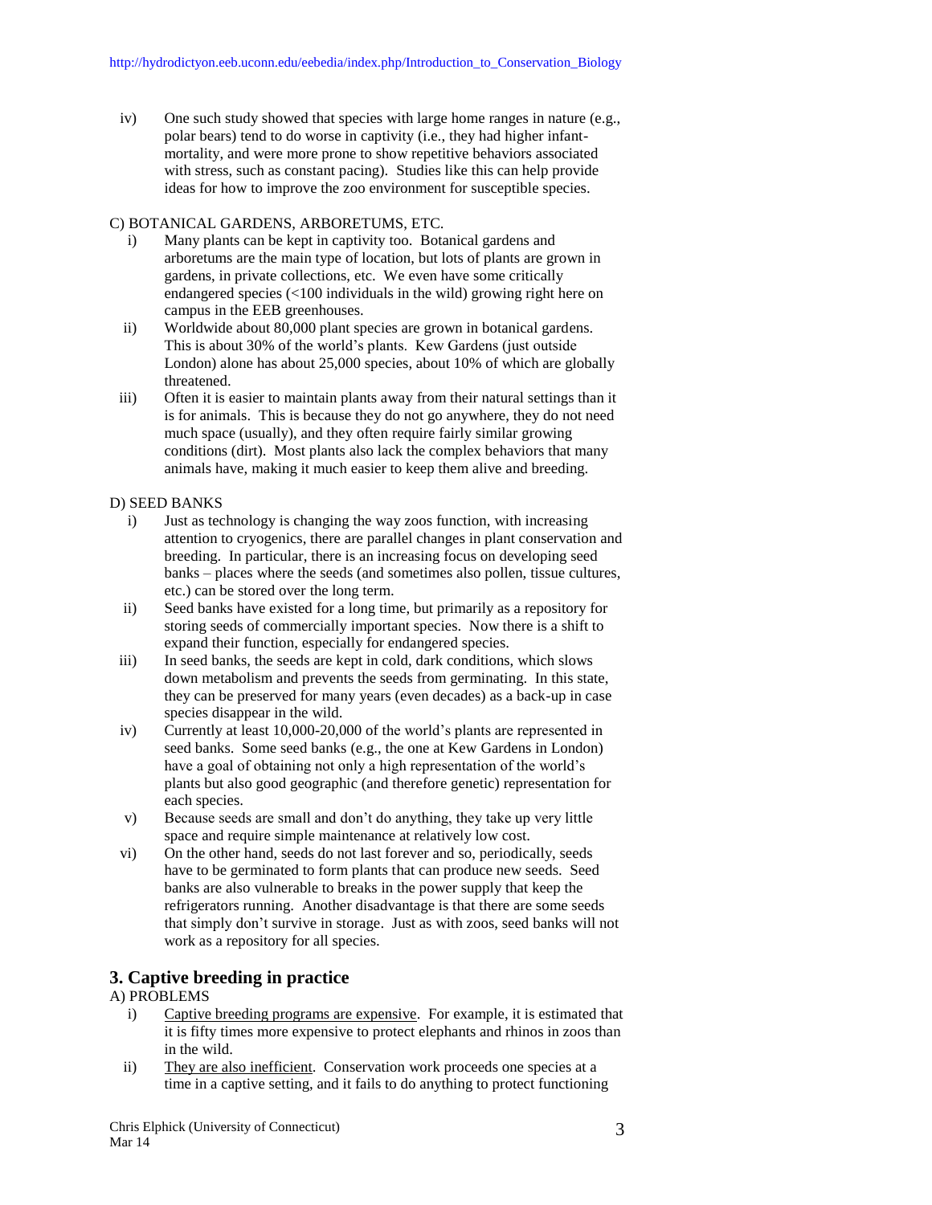iv) One such study showed that species with large home ranges in nature (e.g., polar bears) tend to do worse in captivity (i.e., they had higher infant-mortality, and were more prone to show repetitive behaviors associated with stress, such as constant pacing). Studies like this can help provide ideas for how to improve the zoo environment for susceptible species.

C) BOTANICAL GARDENS, ARBORETUMS, ETC.

i) Many plants can be kept in captivity too. Botanical gardens and arboretums are the main type of location, but lots of plants are grown in gardens, in private collections, etc. We even have some critically endangered species (<100 individuals in the wild) growing right here on campus in the EEB greenhouses.

ii) Worldwide about 80,000 plant species are grown in botanical gardens. This is about 30% of the world's plants. Kew Gardens (just outside London) alone has about 25,000 species, about 10% of which are globally threatened.

iii) Often it is easier to maintain plants away from their natural settings than it is for animals. This is because they do not go anywhere, they do not need much space (usually), and they often require fairly similar growing conditions (dirt). Most plants also lack the complex behaviors that many animals have, making it much easier to keep them alive and breeding.

D) SEED BANKS

i) Just as technology is changing the way zoos function, with increasing attention to cryogenics, there are parallel changes in plant conservation and breeding. In particular, there is an increasing focus on developing seed banks – places where the seeds (and sometimes also pollen, tissue cultures, etc.) can be stored over the long term.

ii) Seed banks have existed for a long time, but primarily as a repository for storing seeds of commercially important species. Now there is a shift to expand their function, especially for endangered species.

iii) In seed banks, the seeds are kept in cold, dark conditions, which slows down metabolism and prevents the seeds from germinating. In this state, they can be preserved for many years (even decades) as a back-up in case species disappear in the wild.

iv) Currently at least 10,000-20,000 of the world's plants are represented in seed banks. Some seed banks (e.g., the one at Kew Gardens in London) have a goal of obtaining not only a high representation of the world's plants but also good geographic (and therefore genetic) representation for each species.

v) Because seeds are small and don't do anything, they take up very little space and require simple maintenance at relatively low cost.

vi) On the other hand, seeds do not last forever and so, periodically, seeds have to be germinated to form plants that can produce new seeds. Seed banks are also vulnerable to breaks in the power supply that keep the refrigerators running. Another disadvantage is that there are some seeds that simply don't survive in storage. Just as with zoos, seed banks will not work as a repository for all species.

## 3. Captive breeding in practice

A) PROBLEMS

i) <u>Captive breeding programs are expensive</u>. For example, it is estimated that it is fifty times more expensive to protect elephants and rhinos in zoos than in the wild.

ii) <u>They are also inefficient</u>. Conservation work proceeds one species at a time in a captive setting, and it fails to do anything to protect functioning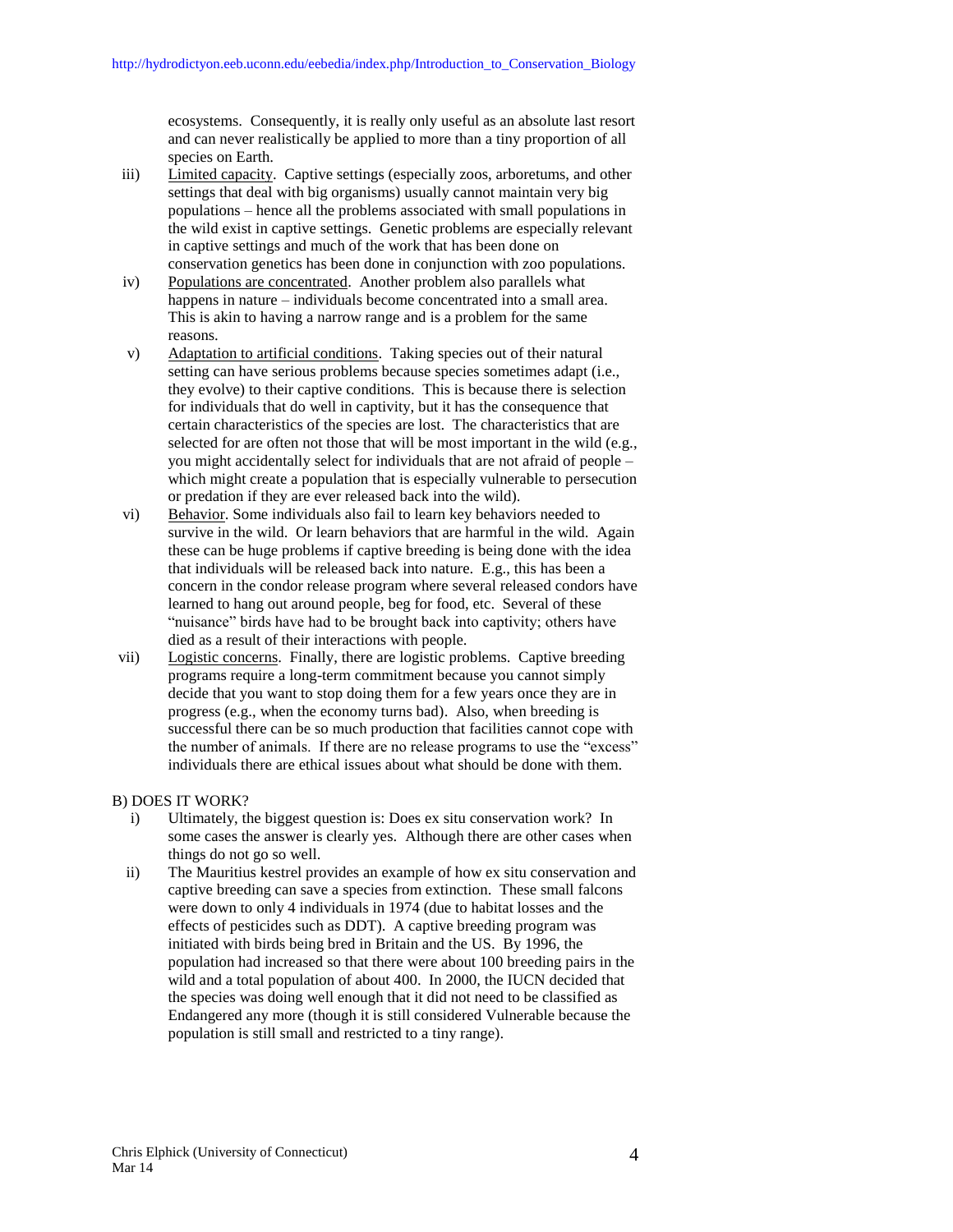ecosystems. Consequently, it is really only useful as an absolute last resort and can never realistically be applied to more than a tiny proportion of all species on Earth.

iii) Limited capacity. Captive settings (especially zoos, arboretums, and other settings that deal with big organisms) usually cannot maintain very big populations – hence all the problems associated with small populations in the wild exist in captive settings. Genetic problems are especially relevant in captive settings and much of the work that has been done on conservation genetics has been done in conjunction with zoo populations.

iv) Populations are concentrated. Another problem also parallels what happens in nature – individuals become concentrated into a small area. This is akin to having a narrow range and is a problem for the same reasons.

v) Adaptation to artificial conditions. Taking species out of their natural setting can have serious problems because species sometimes adapt (i.e., they evolve) to their captive conditions. This is because there is selection for individuals that do well in captivity, but it has the consequence that certain characteristics of the species are lost. The characteristics that are selected for are often not those that will be most important in the wild (e.g., you might accidentally select for individuals that are not afraid of people – which might create a population that is especially vulnerable to persecution or predation if they are ever released back into the wild).

vi) Behavior. Some individuals also fail to learn key behaviors needed to survive in the wild. Or learn behaviors that are harmful in the wild. Again these can be huge problems if captive breeding is being done with the idea that individuals will be released back into nature. E.g., this has been a concern in the condor release program where several released condors have learned to hang out around people, beg for food, etc. Several of these "nuisance" birds have had to be brought back into captivity; others have died as a result of their interactions with people.

vii) Logistic concerns. Finally, there are logistic problems. Captive breeding programs require a long-term commitment because you cannot simply decide that you want to stop doing them for a few years once they are in progress (e.g., when the economy turns bad). Also, when breeding is successful there can be so much production that facilities cannot cope with the number of animals. If there are no release programs to use the "excess" individuals there are ethical issues about what should be done with them.

B) DOES IT WORK?

i) Ultimately, the biggest question is: Does ex situ conservation work? In some cases the answer is clearly yes. Although there are other cases when things do not go so well.

ii) The Mauritius kestrel provides an example of how ex situ conservation and captive breeding can save a species from extinction. These small falcons were down to only 4 individuals in 1974 (due to habitat losses and the effects of pesticides such as DDT). A captive breeding program was initiated with birds being bred in Britain and the US. By 1996, the population had increased so that there were about 100 breeding pairs in the wild and a total population of about 400. In 2000, the IUCN decided that the species was doing well enough that it did not need to be classified as Endangered any more (though it is still considered Vulnerable because the population is still small and restricted to a tiny range).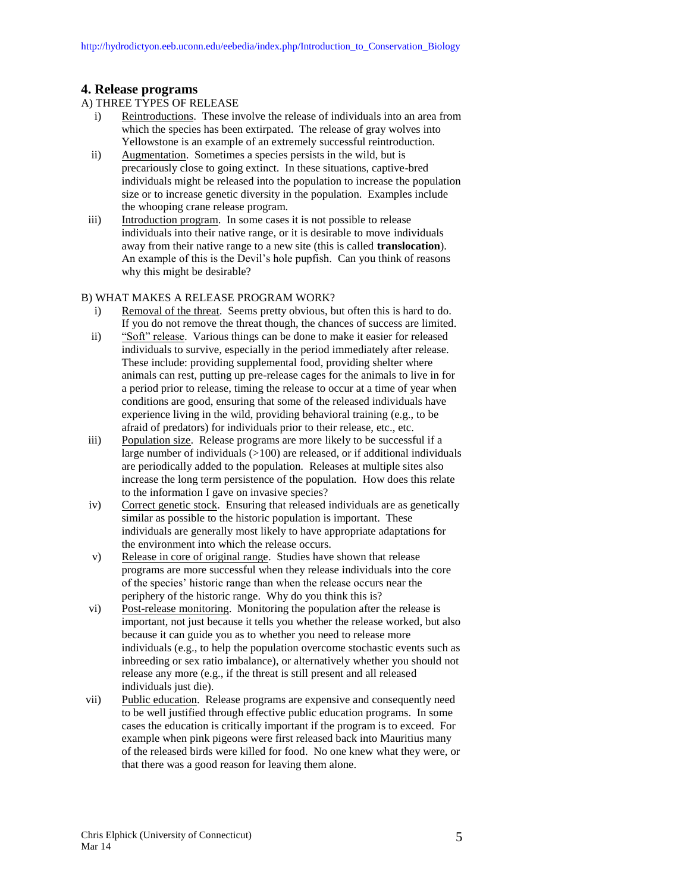## 4. Release programs

A) THREE TYPES OF RELEASE

i) Reintroductions. These involve the release of individuals into an area from which the species has been extirpated. The release of gray wolves into Yellowstone is an example of an extremely successful reintroduction.

ii) Augmentation. Sometimes a species persists in the wild, but is precariously close to going extinct. In these situations, captive-bred individuals might be released into the population to increase the population size or to increase genetic diversity in the population. Examples include the whooping crane release program.

iii) Introduction program. In some cases it is not possible to release individuals into their native range, or it is desirable to move individuals away from their native range to a new site (this is called **translocation**). An example of this is the Devil's hole pupfish. Can you think of reasons why this might be desirable?

B) WHAT MAKES A RELEASE PROGRAM WORK?

i) Removal of the threat. Seems pretty obvious, but often this is hard to do. If you do not remove the threat though, the chances of success are limited.

ii) "Soft" release. Various things can be done to make it easier for released individuals to survive, especially in the period immediately after release. These include: providing supplemental food, providing shelter where animals can rest, putting up pre-release cages for the animals to live in for a period prior to release, timing the release to occur at a time of year when conditions are good, ensuring that some of the released individuals have experience living in the wild, providing behavioral training (e.g., to be afraid of predators) for individuals prior to their release, etc., etc.

iii) Population size. Release programs are more likely to be successful if a large number of individuals (>100) are released, or if additional individuals are periodically added to the population. Releases at multiple sites also increase the long term persistence of the population. How does this relate to the information I gave on invasive species?

iv) Correct genetic stock. Ensuring that released individuals are as genetically similar as possible to the historic population is important. These individuals are generally most likely to have appropriate adaptations for the environment into which the release occurs.

v) Release in core of original range. Studies have shown that release programs are more successful when they release individuals into the core of the species' historic range than when the release occurs near the periphery of the historic range. Why do you think this is?

vi) Post-release monitoring. Monitoring the population after the release is important, not just because it tells you whether the release worked, but also because it can guide you as to whether you need to release more individuals (e.g., to help the population overcome stochastic events such as inbreeding or sex ratio imbalance), or alternatively whether you should not release any more (e.g., if the threat is still present and all released individuals just die).

vii) Public education. Release programs are expensive and consequently need to be well justified through effective public education programs. In some cases the education is critically important if the program is to exceed. For example when pink pigeons were first released back into Mauritius many of the released birds were killed for food. No one knew what they were, or that there was a good reason for leaving them alone.